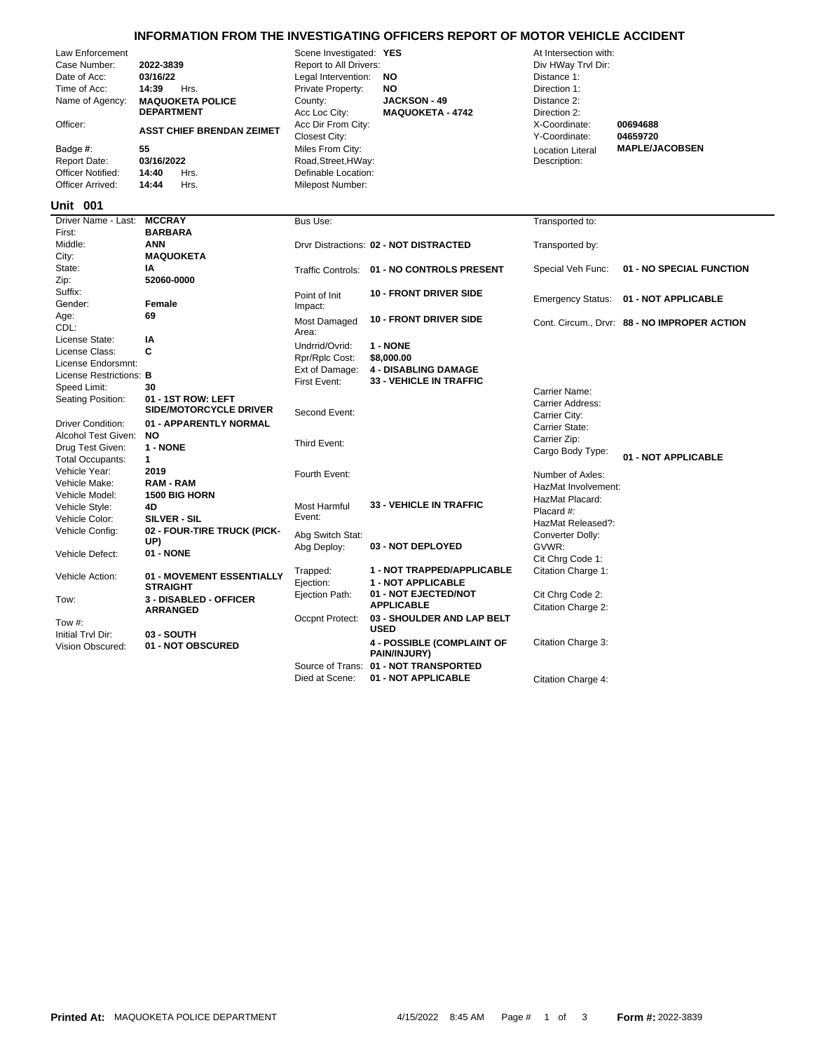# INFORMATION FROM THE INVESTIGATING OFFICERS REPORT OF MOTOR VEHICLE ACCIDENT

| | | | | | |
|---|---|---|---|---|---|
| Law Enforcement | | Scene Investigated: | **YES** | At Intersection with: | |
| Case Number: | **2022-3839** | Report to All Drivers: | | Div HWay Trvl Dir: | |
| Date of Acc: | **03/16/22** | Legal Intervention: | **NO** | Distance 1: | |
| Time of Acc: | **14:39** Hrs. | Private Property: | **NO** | Direction 1: | |
| Name of Agency: | **MAQUOKETA POLICE DEPARTMENT** | County: | **JACKSON - 49** | Distance 2: | |
| | | Acc Loc City: | **MAQUOKETA - 4742** | Direction 2: | |
| Officer: | **ASST CHIEF BRENDAN ZEIMET** | Acc Dir From City: | | X-Coordinate: | **00694688** |
| | | Closest City: | | Y-Coordinate: | **04659720** |
| Badge #: | **55** | Miles From City: | | Location Literal Description: | **MAPLE/JACOBSEN** |
| Report Date: | **03/16/2022** | Road,Street,HWay: | | | |
| Officer Notified: | **14:40** Hrs. | Definable Location: | | | |
| Officer Arrived: | **14:44** Hrs. | Milepost Number: | | | |

## Unit 001

| | | | | | |
|---|---|---|---|---|---|
| Driver Name - Last: | **MCCRAY** | Bus Use: | | Transported to: | |
| First: | **BARBARA** | | | | |
| Middle: | **ANN** | Drvr Distractions: | **02 - NOT DISTRACTED** | Transported by: | |
| City: | **MAQUOKETA** | | | | |
| State: | **IA** | Traffic Controls: | **01 - NO CONTROLS PRESENT** | Special Veh Func: | **01 - NO SPECIAL FUNCTION** |
| Zip: | **52060-0000** | | | | |
| Suffix: | | Point of Init Impact: | **10 - FRONT DRIVER SIDE** | Emergency Status: | **01 - NOT APPLICABLE** |
| Gender: | **Female** | | | | |
| Age: | **69** | Most Damaged Area: | **10 - FRONT DRIVER SIDE** | Cont. Circum., Drvr: | **88 - NO IMPROPER ACTION** |
| CDL: | | | | | |
| License State: | **IA** | Undrrid/Ovrid: | **1 - NONE** | | |
| License Class: | **C** | Rpr/Rplc Cost: | **$8,000.00** | | |
| License Endorsmnt: | | Ext of Damage: | **4 - DISABLING DAMAGE** | | |
| License Restrictions: | **B** | First Event: | **33 - VEHICLE IN TRAFFIC** | | |
| Speed Limit: | **30** | | | Carrier Name: | |
| Seating Position: | **01 - 1ST ROW: LEFT SIDE/MOTORCYCLE DRIVER** | Second Event: | | Carrier Address: | |
| | | | | Carrier City: | |
| Driver Condition: | **01 - APPARENTLY NORMAL** | | | Carrier State: | |
| Alcohol Test Given: | **NO** | Third Event: | | Carrier Zip: | |
| Drug Test Given: | **1 - NONE** | | | Cargo Body Type: | **01 - NOT APPLICABLE** |
| Total Occupants: | **1** | | | | |
| Vehicle Year: | **2019** | Fourth Event: | | Number of Axles: | |
| Vehicle Make: | **RAM - RAM** | | | HazMat Involvement: | |
| Vehicle Model: | **1500 BIG HORN** | | | HazMat Placard: | |
| Vehicle Style: | **4D** | Most Harmful Event: | **33 - VEHICLE IN TRAFFIC** | Placard #: | |
| Vehicle Color: | **SILVER - SIL** | | | HazMat Released?: | |
| Vehicle Config: | **02 - FOUR-TIRE TRUCK (PICK-UP)** | Abg Switch Stat: | | Converter Dolly: | |
| | | Abg Deploy: | **03 - NOT DEPLOYED** | GVWR: | |
| Vehicle Defect: | **01 - NONE** | | | Cit Chrg Code 1: | |
| Vehicle Action: | **01 - MOVEMENT ESSENTIALLY STRAIGHT** | Trapped: | **1 - NOT TRAPPED/APPLICABLE** | Citation Charge 1: | |
| | | Ejection: | **1 - NOT APPLICABLE** | | |
| Tow: | **3 - DISABLED - OFFICER ARRANGED** | Ejection Path: | **01 - NOT EJECTED/NOT APPLICABLE** | Cit Chrg Code 2: | |
| | | | | Citation Charge 2: | |
| Tow #: | | Occpnt Protect: | **03 - SHOULDER AND LAP BELT USED** | | |
| Initial Trvl Dir: | **03 - SOUTH** | | | | |
| Vision Obscured: | **01 - NOT OBSCURED** | | **4 - POSSIBLE (COMPLAINT OF PAIN/INJURY)** | Citation Charge 3: | |
| | | Source of Trans: | **01 - NOT TRANSPORTED** | | |
| | | Died at Scene: | **01 - NOT APPLICABLE** | Citation Charge 4: | |

**Printed At:** MAQUOKETA POLICE DEPARTMENT 4/15/2022 8:45 AM **Form #:** 2022-3839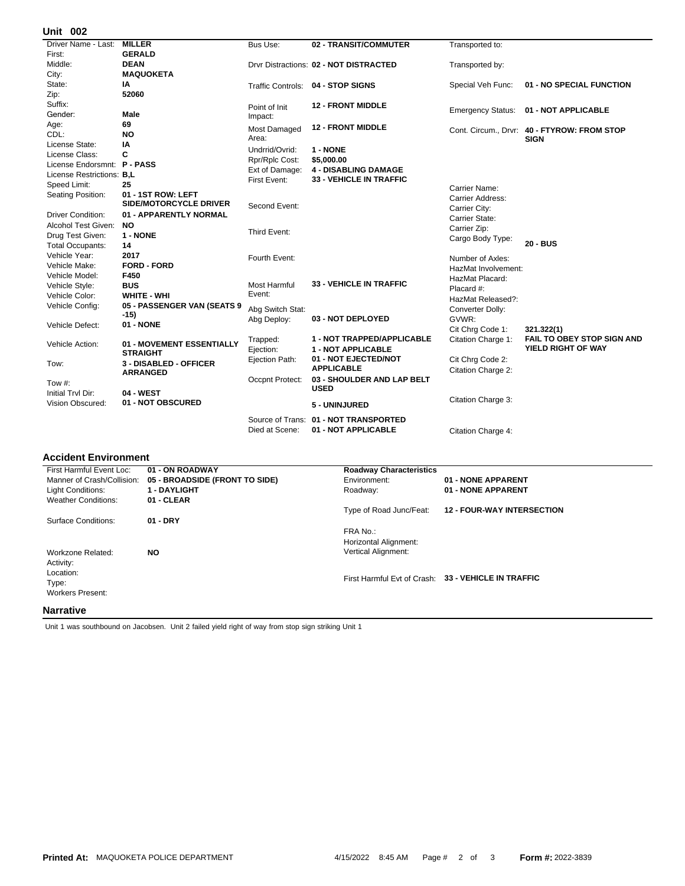## Unit 002

| Field | Value |
| --- | --- |
| Driver Name - Last: | **MILLER** |
| First: | **GERALD** |
| Middle: | **DEAN** |
| City: | **MAQUOKETA** |
| State: | **IA** |
| Zip: | **52060** |
| Suffix: | |
| Gender: | **Male** |
| Age: | **69** |
| CDL: | **NO** |
| License State: | **IA** |
| License Class: | **C** |
| License Endorsmnt: | **P - PASS** |
| License Restrictions: | **B,L** |
| Speed Limit: | **25** |
| Seating Position: | **01 - 1ST ROW: LEFT SIDE/MOTORCYCLE DRIVER** |
| Driver Condition: | **01 - APPARENTLY NORMAL** |
| Alcohol Test Given: | **NO** |
| Drug Test Given: | **1 - NONE** |
| Total Occupants: | **14** |
| Vehicle Year: | **2017** |
| Vehicle Make: | **FORD - FORD** |
| Vehicle Model: | **F450** |
| Vehicle Style: | **BUS** |
| Vehicle Color: | **WHITE - WHI** |
| Vehicle Config: | **05 - PASSENGER VAN (SEATS 9 -15)** |
| Vehicle Defect: | **01 - NONE** |
| Vehicle Action: | **01 - MOVEMENT ESSENTIALLY STRAIGHT** |
| Tow: | **3 - DISABLED - OFFICER ARRANGED** |
| Tow #: | |
| Initial Trvl Dir: | **04 - WEST** |
| Vision Obscured: | **01 - NOT OBSCURED** |

| Field | Value |
| --- | --- |
| Bus Use: | **02 - TRANSIT/COMMUTER** |
| Drvr Distractions: | **02 - NOT DISTRACTED** |
| Traffic Controls: | **04 - STOP SIGNS** |
| Point of Init Impact: | **12 - FRONT MIDDLE** |
| Most Damaged Area: | **12 - FRONT MIDDLE** |
| Undrrid/Ovrid: | **1 - NONE** |
| Rpr/Rplc Cost: | **$5,000.00** |
| Ext of Damage: | **4 - DISABLING DAMAGE** |
| First Event: | **33 - VEHICLE IN TRAFFIC** |
| Second Event: | |
| Third Event: | |
| Fourth Event: | |
| Most Harmful Event: | **33 - VEHICLE IN TRAFFIC** |
| Abg Switch Stat: | |
| Abg Deploy: | **03 - NOT DEPLOYED** |
| Trapped: | **1 - NOT TRAPPED/APPLICABLE** |
| Ejection: | **1 - NOT APPLICABLE** |
| Ejection Path: | **01 - NOT EJECTED/NOT APPLICABLE** |
| Occpnt Protect: | **03 - SHOULDER AND LAP BELT USED** |
| | **5 - UNINJURED** |
| Source of Trans: | **01 - NOT TRANSPORTED** |
| Died at Scene: | **01 - NOT APPLICABLE** |

| Field | Value |
| --- | --- |
| Transported to: | |
| Transported by: | |
| Special Veh Func: | **01 - NO SPECIAL FUNCTION** |
| Emergency Status: | **01 - NOT APPLICABLE** |
| Cont. Circum., Drvr: | **40 - FTYROW: FROM STOP SIGN** |
| Carrier Name: | |
| Carrier Address: | |
| Carrier City: | |
| Carrier State: | |
| Carrier Zip: | |
| Cargo Body Type: | **20 - BUS** |
| Number of Axles: | |
| HazMat Involvement: | |
| HazMat Placard: | |
| Placard #: | |
| HazMat Released?: | |
| Converter Dolly: | |
| GVWR: | |
| Cit Chrg Code 1: | **321.322(1)** |
| Citation Charge 1: | **FAIL TO OBEY STOP SIGN AND YIELD RIGHT OF WAY** |
| Cit Chrg Code 2: | |
| Citation Charge 2: | |
| Citation Charge 3: | |
| Citation Charge 4: | |

## Accident Environment

| Field | Value |
| --- | --- |
| First Harmful Event Loc: | **01 - ON ROADWAY** |
| Manner of Crash/Collision: | **05 - BROADSIDE (FRONT TO SIDE)** |
| Light Conditions: | **1 - DAYLIGHT** |
| Weather Conditions: | **01 - CLEAR** |
| Surface Conditions: | **01 - DRY** |
| Workzone Related: | **NO** |
| Activity: | |
| Location: | |
| Type: | |
| Workers Present: | |

| **Roadway Characteristics** | |
| --- | --- |
| Environment: | **01 - NONE APPARENT** |
| Roadway: | **01 - NONE APPARENT** |
| Type of Road Junc/Feat: | **12 - FOUR-WAY INTERSECTION** |
| FRA No.: | |
| Horizontal Alignment: | |
| Vertical Alignment: | |
| First Harmful Evt of Crash: | **33 - VEHICLE IN TRAFFIC** |

## Narrative

Unit 1 was southbound on Jacobsen. Unit 2 failed yield right of way from stop sign striking Unit 1

**Printed At:** MAQUOKETA POLICE DEPARTMENT 4/15/2022 8:45 AM **Form #:** 2022-3839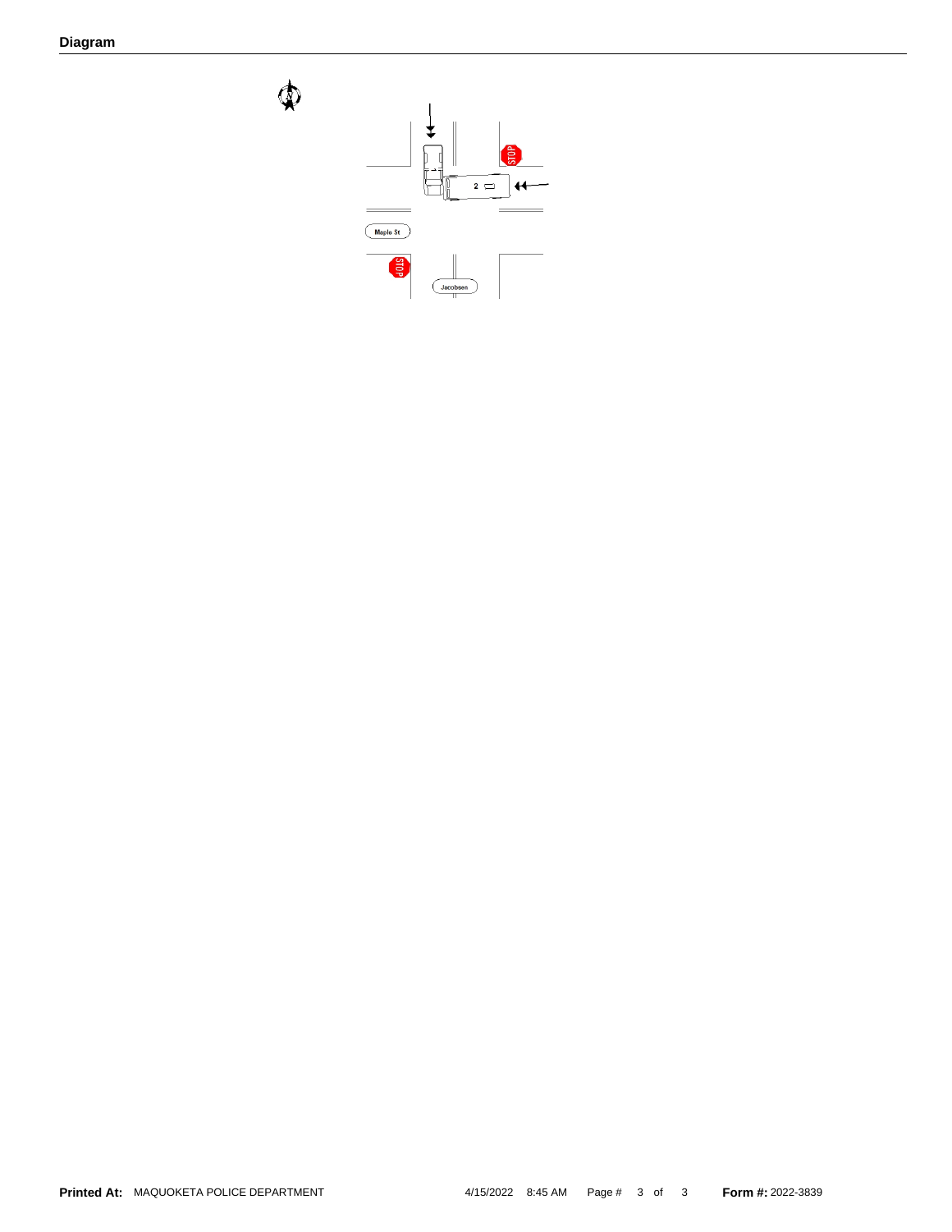## Diagram

STOP

2

Maple St

STOP

Jacobsen